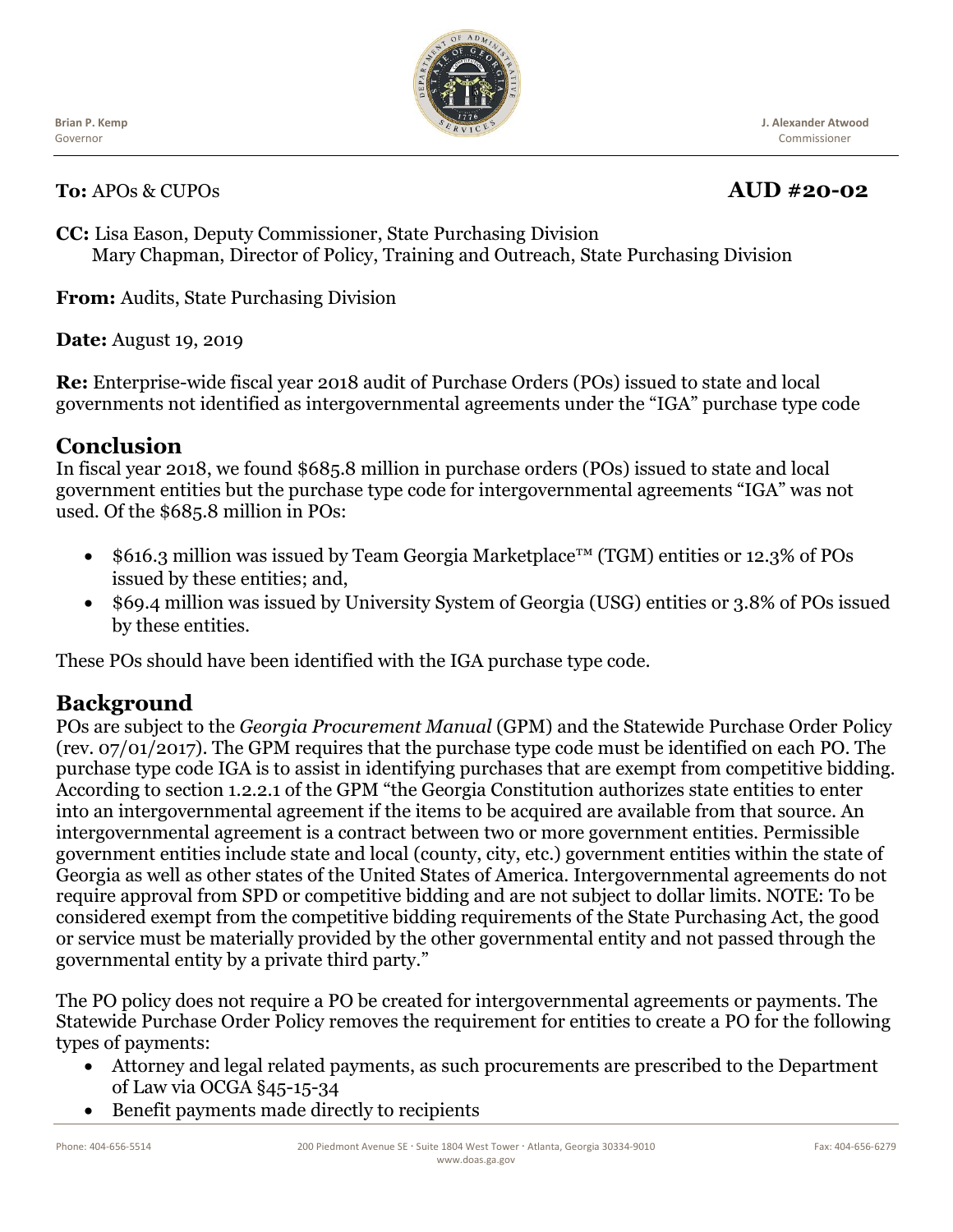Brian P. Kemp
Governor

J. Alexander Atwood
Commissioner

**To:** APOs & CUPOs **AUD #20-02**

**CC:** Lisa Eason, Deputy Commissioner, State Purchasing Division
Mary Chapman, Director of Policy, Training and Outreach, State Purchasing Division

**From:** Audits, State Purchasing Division

**Date:** August 19, 2019

**Re:** Enterprise-wide fiscal year 2018 audit of Purchase Orders (POs) issued to state and local governments not identified as intergovernmental agreements under the "IGA" purchase type code

## Conclusion

In fiscal year 2018, we found $685.8 million in purchase orders (POs) issued to state and local government entities but the purchase type code for intergovernmental agreements "IGA" was not used. Of the $685.8 million in POs:

- $616.3 million was issued by Team Georgia Marketplace™ (TGM) entities or 12.3% of POs issued by these entities; and,
- $69.4 million was issued by University System of Georgia (USG) entities or 3.8% of POs issued by these entities.

These POs should have been identified with the IGA purchase type code.

## Background

POs are subject to the *Georgia Procurement Manual* (GPM) and the Statewide Purchase Order Policy (rev. 07/01/2017). The GPM requires that the purchase type code must be identified on each PO. The purchase type code IGA is to assist in identifying purchases that are exempt from competitive bidding. According to section 1.2.2.1 of the GPM "the Georgia Constitution authorizes state entities to enter into an intergovernmental agreement if the items to be acquired are available from that source. An intergovernmental agreement is a contract between two or more government entities. Permissible government entities include state and local (county, city, etc.) government entities within the state of Georgia as well as other states of the United States of America. Intergovernmental agreements do not require approval from SPD or competitive bidding and are not subject to dollar limits. NOTE: To be considered exempt from the competitive bidding requirements of the State Purchasing Act, the good or service must be materially provided by the other governmental entity and not passed through the governmental entity by a private third party."

The PO policy does not require a PO be created for intergovernmental agreements or payments. The Statewide Purchase Order Policy removes the requirement for entities to create a PO for the following types of payments:

- Attorney and legal related payments, as such procurements are prescribed to the Department of Law via OCGA §45-15-34
- Benefit payments made directly to recipients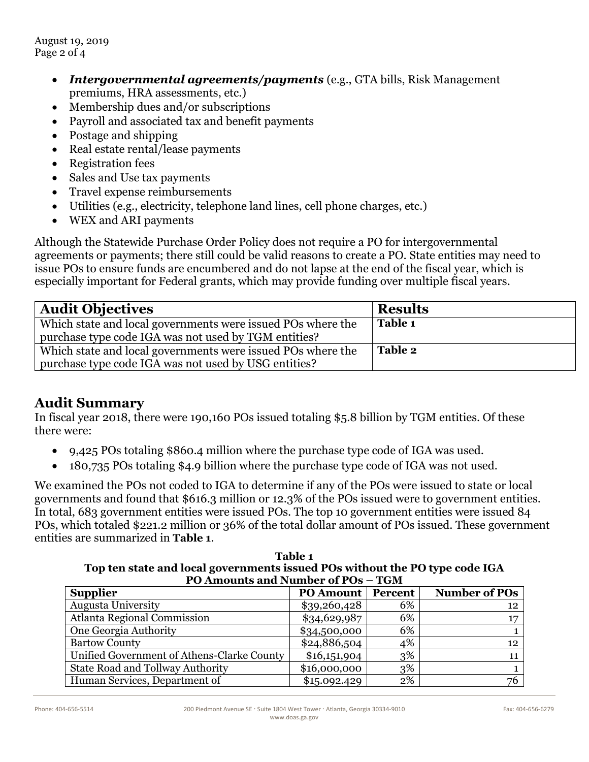- ***Intergovernmental agreements/payments*** (e.g., GTA bills, Risk Management premiums, HRA assessments, etc.)
- Membership dues and/or subscriptions
- Payroll and associated tax and benefit payments
- Postage and shipping
- Real estate rental/lease payments
- Registration fees
- Sales and Use tax payments
- Travel expense reimbursements
- Utilities (e.g., electricity, telephone land lines, cell phone charges, etc.)
- WEX and ARI payments

Although the Statewide Purchase Order Policy does not require a PO for intergovernmental agreements or payments; there still could be valid reasons to create a PO. State entities may need to issue POs to ensure funds are encumbered and do not lapse at the end of the fiscal year, which is especially important for Federal grants, which may provide funding over multiple fiscal years.

| Audit Objectives | Results |
| --- | --- |
| Which state and local governments were issued POs where the purchase type code IGA was not used by TGM entities? | **Table 1** |
| Which state and local governments were issued POs where the purchase type code IGA was not used by USG entities? | **Table 2** |

## Audit Summary

In fiscal year 2018, there were 190,160 POs issued totaling $5.8 billion by TGM entities. Of these there were:

- 9,425 POs totaling $860.4 million where the purchase type code of IGA was used.
- 180,735 POs totaling $4.9 billion where the purchase type code of IGA was not used.

We examined the POs not coded to IGA to determine if any of the POs were issued to state or local governments and found that $616.3 million or 12.3% of the POs issued were to government entities. In total, 683 government entities were issued POs. The top 10 government entities were issued 84 POs, which totaled $221.2 million or 36% of the total dollar amount of POs issued. These government entities are summarized in **Table 1**.

**Table 1**
**Top ten state and local governments issued POs without the PO type code IGA**
**PO Amounts and Number of POs – TGM**

| Supplier | PO Amount | Percent | Number of POs |
| --- | --- | --- | --- |
| Augusta University | $39,260,428 | 6% | 12 |
| Atlanta Regional Commission | $34,629,987 | 6% | 17 |
| One Georgia Authority | $34,500,000 | 6% | 1 |
| Bartow County | $24,886,504 | 4% | 12 |
| Unified Government of Athens-Clarke County | $16,151,904 | 3% | 11 |
| State Road and Tollway Authority | $16,000,000 | 3% | 1 |
| Human Services, Department of | $15.092.429 | 2% | 76 |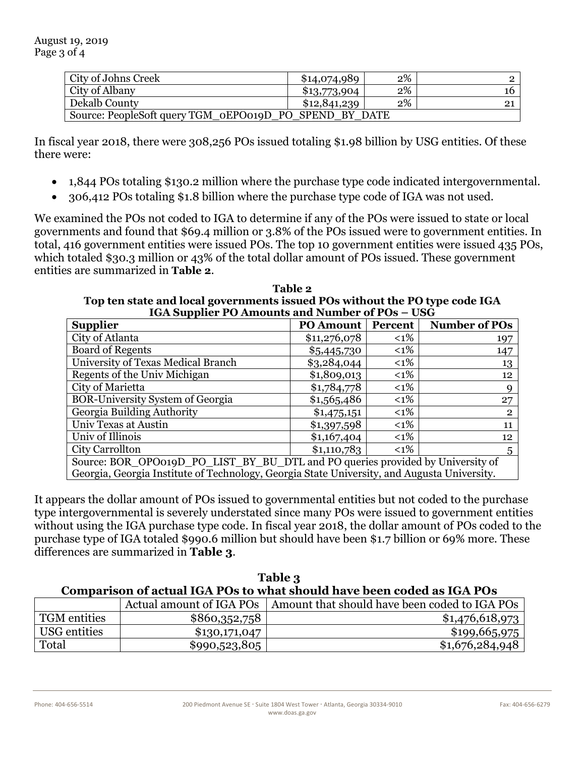| City of Johns Creek | $14,074,989 | 2% | 2 |
|---|---|---|---|
| City of Albany | $13,773,904 | 2% | 16 |
| Dekalb County | $12,841,239 | 2% | 21 |
| Source: PeopleSoft query TGM_0EPO019D_PO_SPEND_BY_DATE | | | |

In fiscal year 2018, there were 308,256 POs issued totaling $1.98 billion by USG entities. Of these there were:

- 1,844 POs totaling $130.2 million where the purchase type code indicated intergovernmental.
- 306,412 POs totaling $1.8 billion where the purchase type code of IGA was not used.

We examined the POs not coded to IGA to determine if any of the POs were issued to state or local governments and found that $69.4 million or 3.8% of the POs issued were to government entities. In total, 416 government entities were issued POs. The top 10 government entities were issued 435 POs, which totaled $30.3 million or 43% of the total dollar amount of POs issued. These government entities are summarized in **Table 2**.

**Table 2**
**Top ten state and local governments issued POs without the PO type code IGA**
**IGA Supplier PO Amounts and Number of POs – USG**

| Supplier | PO Amount | Percent | Number of POs |
|---|---|---|---|
| City of Atlanta | $11,276,078 | <1% | 197 |
| Board of Regents | $5,445,730 | <1% | 147 |
| University of Texas Medical Branch | $3,284,044 | <1% | 13 |
| Regents of the Univ Michigan | $1,809,013 | <1% | 12 |
| City of Marietta | $1,784,778 | <1% | 9 |
| BOR-University System of Georgia | $1,565,486 | <1% | 27 |
| Georgia Building Authority | $1,475,151 | <1% | 2 |
| Univ Texas at Austin | $1,397,598 | <1% | 11 |
| Univ of Illinois | $1,167,404 | <1% | 12 |
| City Carrollton | $1,110,783 | <1% | 5 |
| Source: BOR_OPO019D_PO_LIST_BY_BU_DTL and PO queries provided by University of Georgia, Georgia Institute of Technology, Georgia State University, and Augusta University. | | | |

It appears the dollar amount of POs issued to governmental entities but not coded to the purchase type intergovernmental is severely understated since many POs were issued to government entities without using the IGA purchase type code. In fiscal year 2018, the dollar amount of POs coded to the purchase type of IGA totaled $990.6 million but should have been $1.7 billion or 69% more. These differences are summarized in **Table 3**.

**Table 3**
**Comparison of actual IGA POs to what should have been coded as IGA POs**

| | Actual amount of IGA POs | Amount that should have been coded to IGA POs |
|---|---|---|
| TGM entities | $860,352,758 | $1,476,618,973 |
| USG entities | $130,171,047 | $199,665,975 |
| Total | $990,523,805 | $1,676,284,948 |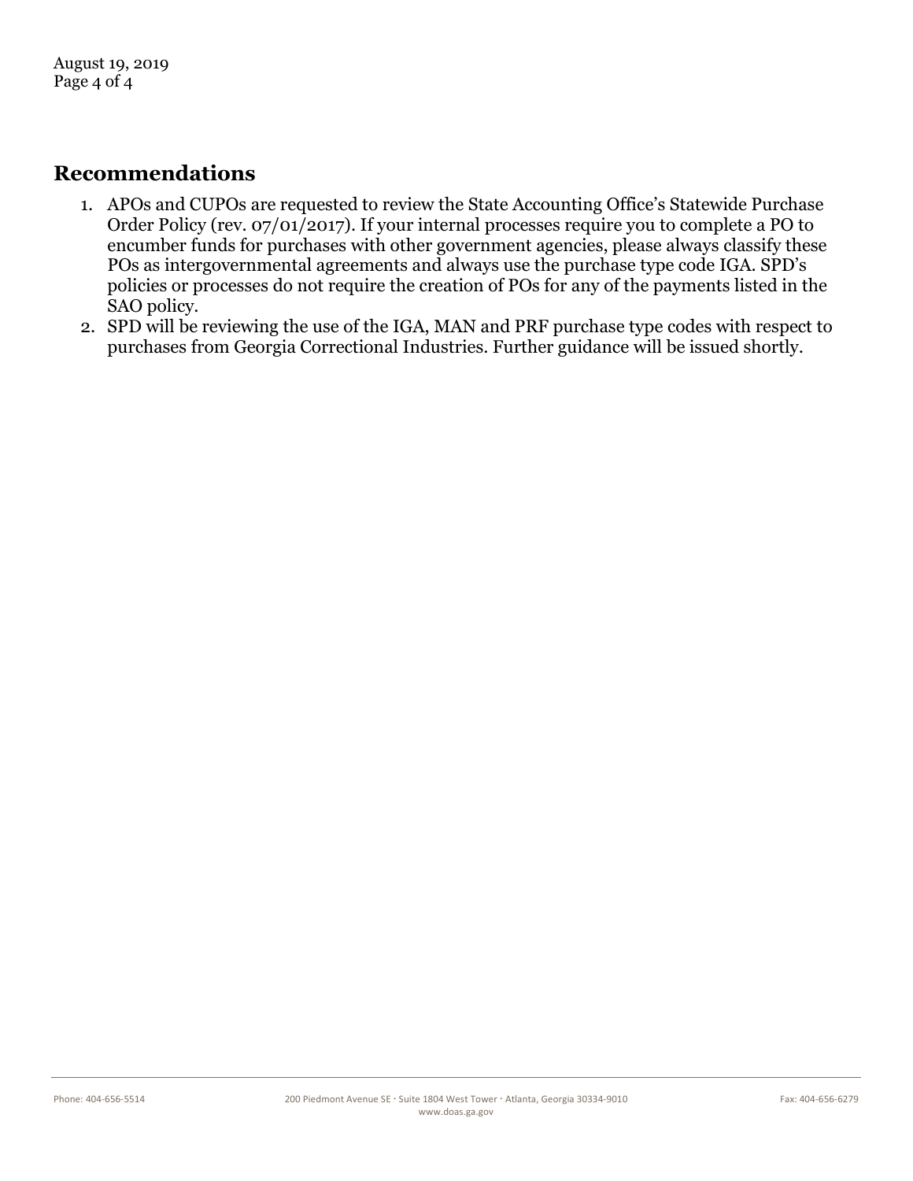## Recommendations

1. APOs and CUPOs are requested to review the State Accounting Office's Statewide Purchase Order Policy (rev. 07/01/2017). If your internal processes require you to complete a PO to encumber funds for purchases with other government agencies, please always classify these POs as intergovernmental agreements and always use the purchase type code IGA. SPD's policies or processes do not require the creation of POs for any of the payments listed in the SAO policy.
2. SPD will be reviewing the use of the IGA, MAN and PRF purchase type codes with respect to purchases from Georgia Correctional Industries. Further guidance will be issued shortly.